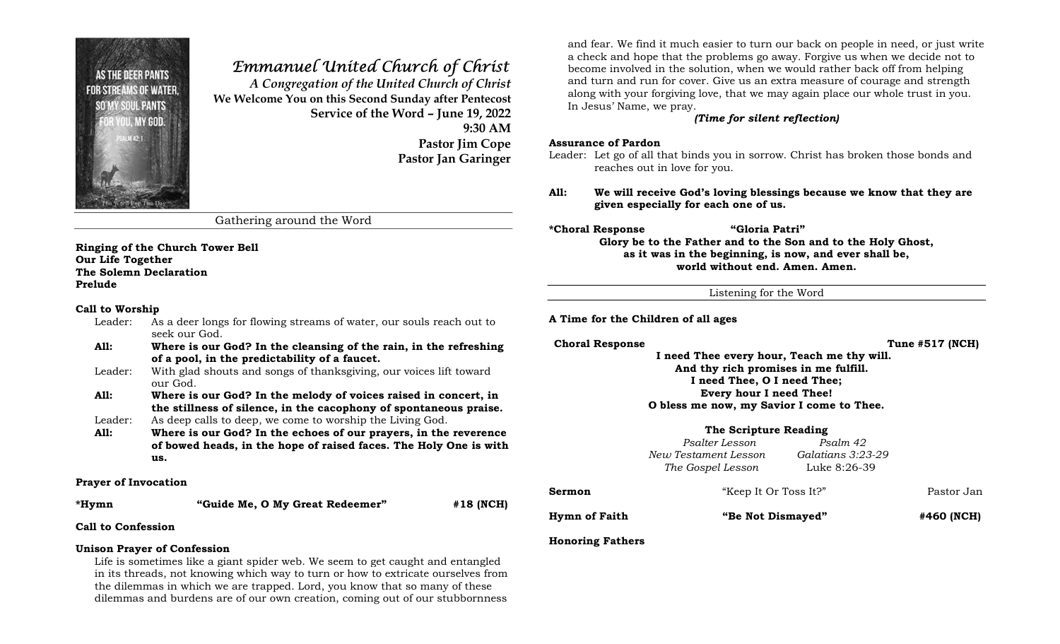# *Emmanuel United Church of Christ*

*A Congregation of the United Church of Christ*

**We Welcome You on this Second Sunday after Pentecost**

**Service of the Word – June 19, 2022**

**9:30 AM**

**Pastor Jim Cope**

**Pastor Jan Garinger**

## Gathering around the Word

**Ringing of the Church Tower Bell**
**Our Life Together**
**The Solemn Declaration**
**Prelude**

**Call to Worship**

Leader: As a deer longs for flowing streams of water, our souls reach out to seek our God.

**All: Where is our God? In the cleansing of the rain, in the refreshing of a pool, in the predictability of a faucet.**

Leader: With glad shouts and songs of thanksgiving, our voices lift toward our God.

**All: Where is our God? In the melody of voices raised in concert, in the stillness of silence, in the cacophony of spontaneous praise.**

Leader: As deep calls to deep, we come to worship the Living God.

**All: Where is our God? In the echoes of our prayers, in the reverence of bowed heads, in the hope of raised faces. The Holy One is with us.**

**Prayer of Invocation**

**\*Hymn "Guide Me, O My Great Redeemer" #18 (NCH)**

**Call to Confession**

**Unison Prayer of Confession**

Life is sometimes like a giant spider web. We seem to get caught and entangled in its threads, not knowing which way to turn or how to extricate ourselves from the dilemmas in which we are trapped. Lord, you know that so many of these dilemmas and burdens are of our own creation, coming out of our stubbornness and fear. We find it much easier to turn our back on people in need, or just write a check and hope that the problems go away. Forgive us when we decide not to become involved in the solution, when we would rather back off from helping and turn and run for cover. Give us an extra measure of courage and strength along with your forgiving love, that we may again place our whole trust in you. In Jesus' Name, we pray.

***(Time for silent reflection)***

**Assurance of Pardon**

Leader: Let go of all that binds you in sorrow. Christ has broken those bonds and reaches out in love for you.

**All: We will receive God's loving blessings because we know that they are given especially for each one of us.**

**\*Choral Response "Gloria Patri"**

**Glory be to the Father and to the Son and to the Holy Ghost,**
**as it was in the beginning, is now, and ever shall be,**
**world without end. Amen. Amen.**

## Listening for the Word

**A Time for the Children of all ages**

**Choral Response Tune #517 (NCH)**

**I need Thee every hour, Teach me thy will.**
**And thy rich promises in me fulfill.**
**I need Thee, O I need Thee;**
**Every hour I need Thee!**
**O bless me now, my Savior I come to Thee.**

**The Scripture Reading**

*Psalter Lesson* — *Psalm 42*
*New Testament Lesson* — *Galatians 3:23-29*
*The Gospel Lesson* — Luke 8:26-39

**Sermon** "Keep It Or Toss It?" Pastor Jan

**Hymn of Faith "Be Not Dismayed" #460 (NCH)**

**Honoring Fathers**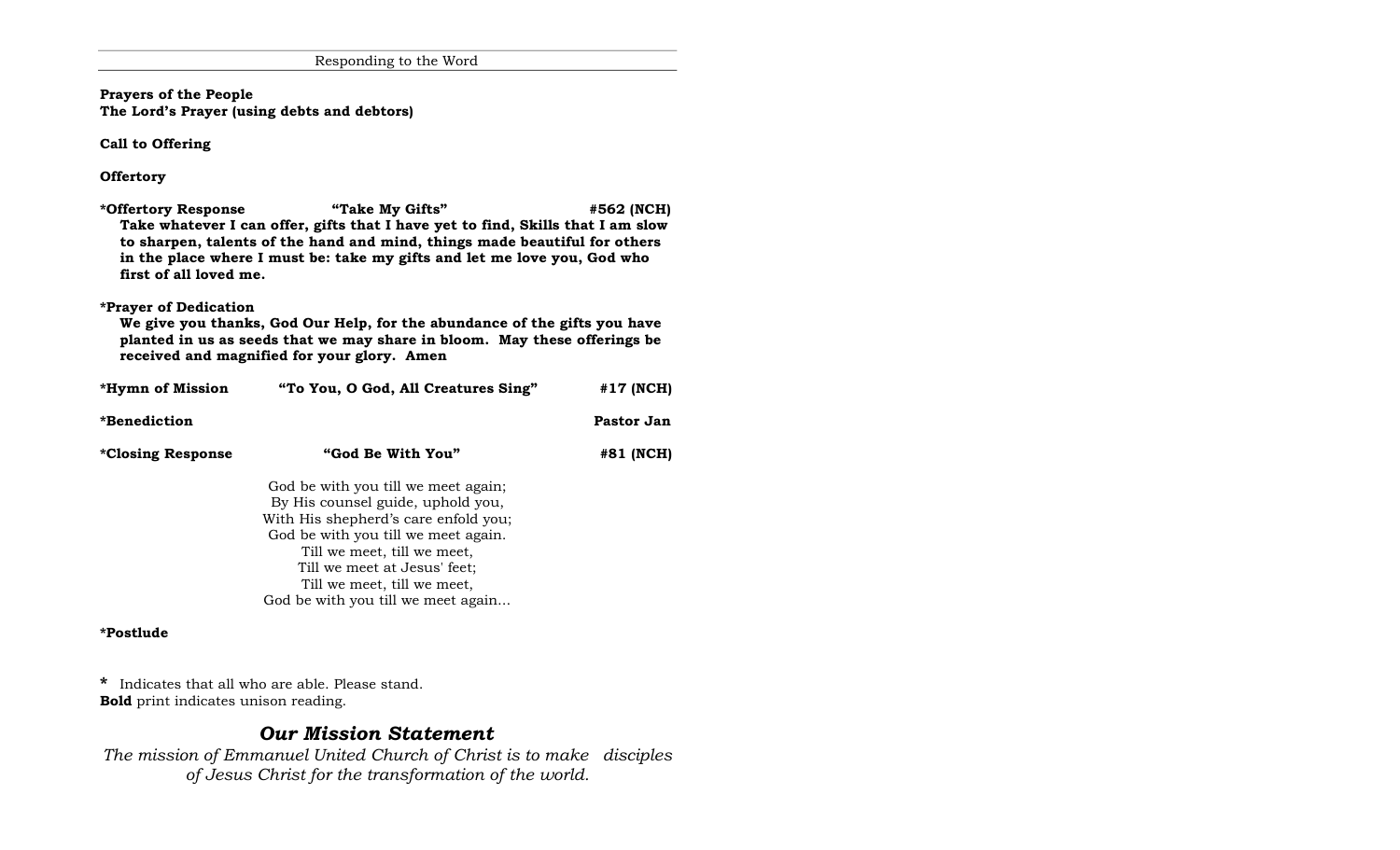## Responding to the Word

**Prayers of the People**
**The Lord's Prayer (using debts and debtors)**

**Call to Offering**

**Offertory**

**\*Offertory Response "Take My Gifts" #562 (NCH)**
**Take whatever I can offer, gifts that I have yet to find, Skills that I am slow to sharpen, talents of the hand and mind, things made beautiful for others in the place where I must be: take my gifts and let me love you, God who first of all loved me.**

**\*Prayer of Dedication**
**We give you thanks, God Our Help, for the abundance of the gifts you have planted in us as seeds that we may share in bloom. May these offerings be received and magnified for your glory. Amen**

**\*Hymn of Mission "To You, O God, All Creatures Sing" #17 (NCH)**

**\*Benediction Pastor Jan**

**\*Closing Response "God Be With You" #81 (NCH)**

God be with you till we meet again;
By His counsel guide, uphold you,
With His shepherd's care enfold you;
God be with you till we meet again.
Till we meet, till we meet,
Till we meet at Jesus' feet;
Till we meet, till we meet,
God be with you till we meet again...

**\*Postlude**

**\*** Indicates that all who are able. Please stand.
**Bold** print indicates unison reading.

### *Our Mission Statement*

*The mission of Emmanuel United Church of Christ is to make disciples of Jesus Christ for the transformation of the world.*